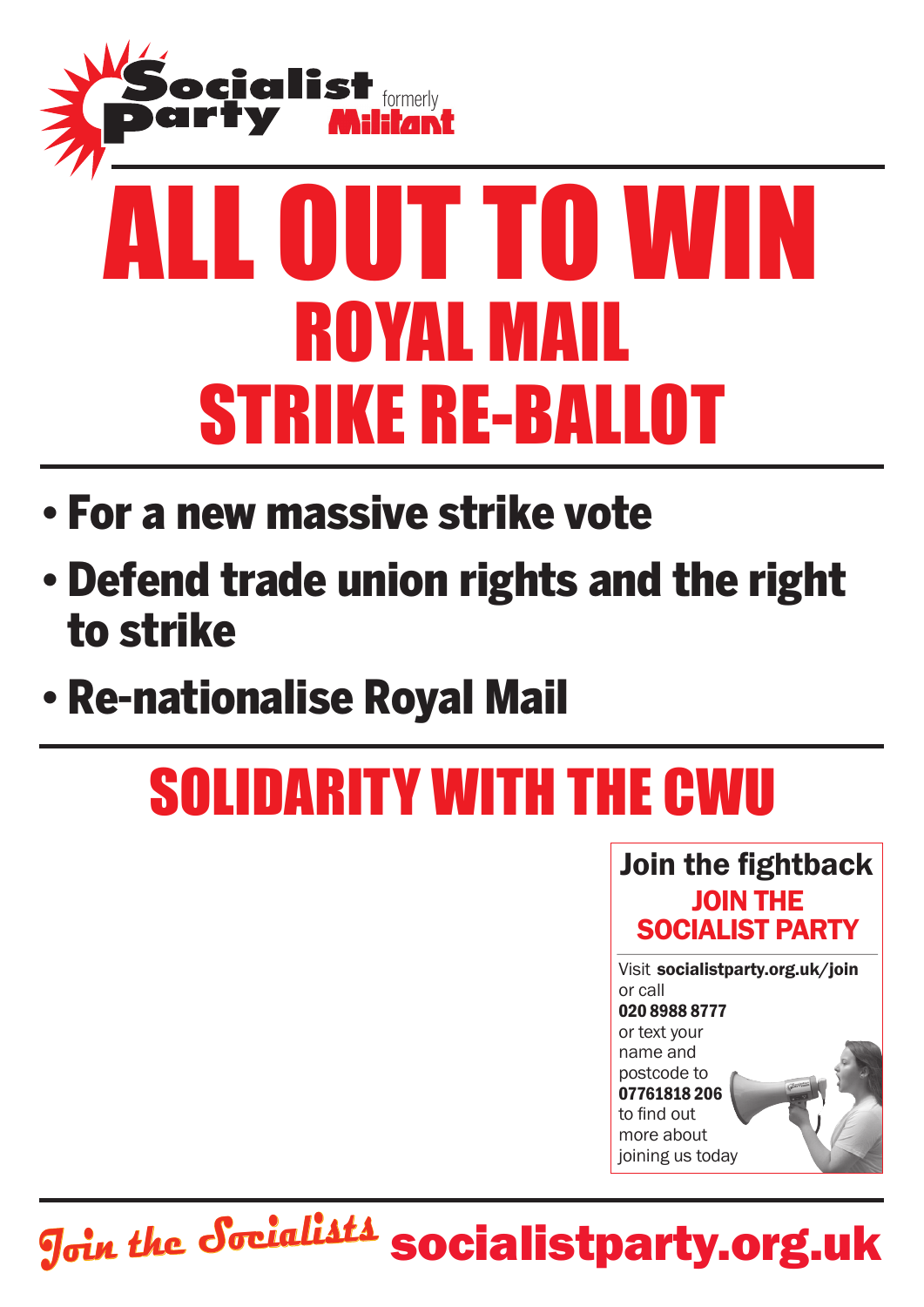Socialist Party formerly Militant

# ALL OUT TO WIN

## ROYAL MAIL STRIKE RE-BALLOT

- **For a new massive strike vote**
- **Defend trade union rights and the right to strike**
- **Re-nationalise Royal Mail**

## SOLIDARITY WITH THE CWU

**Join the fightback**

**JOIN THE SOCIALIST PARTY**

Visit **socialistparty.org.uk/join** or call **020 8988 8777** or text your name and postcode to **07761818 206** to find out more about joining us today

*Join the Socialists* **socialistparty.org.uk**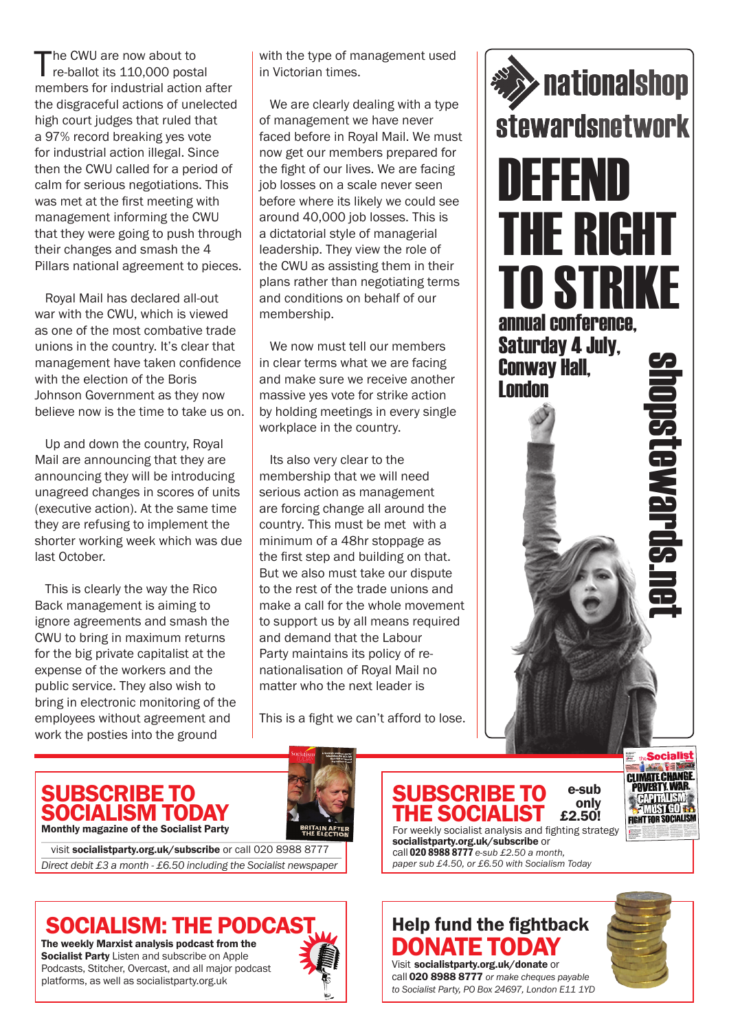The CWU are now about to re-ballot its 110,000 postal members for industrial action after the disgraceful actions of unelected high court judges that ruled that a 97% record breaking yes vote for industrial action illegal. Since then the CWU called for a period of calm for serious negotiations. This was met at the first meeting with management informing the CWU that they were going to push through their changes and smash the 4 Pillars national agreement to pieces.

Royal Mail has declared all-out war with the CWU, which is viewed as one of the most combative trade unions in the country. It's clear that management have taken confidence with the election of the Boris Johnson Government as they now believe now is the time to take us on.

Up and down the country, Royal Mail are announcing that they are announcing they will be introducing unagreed changes in scores of units (executive action). At the same time they are refusing to implement the shorter working week which was due last October.

This is clearly the way the Rico Back management is aiming to ignore agreements and smash the CWU to bring in maximum returns for the big private capitalist at the expense of the workers and the public service. They also wish to bring in electronic monitoring of the employees without agreement and work the posties into the ground with the type of management used in Victorian times.

We are clearly dealing with a type of management we have never faced before in Royal Mail. We must now get our members prepared for the fight of our lives. We are facing job losses on a scale never seen before where its likely we could see around 40,000 job losses. This is a dictatorial style of managerial leadership. They view the role of the CWU as assisting them in their plans rather than negotiating terms and conditions on behalf of our membership.

We now must tell our members in clear terms what we are facing and make sure we receive another massive yes vote for strike action by holding meetings in every single workplace in the country.

Its also very clear to the membership that we will need serious action as management are forcing change all around the country. This must be met with a minimum of a 48hr stoppage as the first step and building on that. But we also must take our dispute to the rest of the trade unions and make a call for the whole movement to support us by all means required and demand that the Labour Party maintains its policy of re-nationalisation of Royal Mail no matter who the next leader is

This is a fight we can't afford to lose.

## nationalshop stewardsnetwork

# DEFEND THE RIGHT TO STRIKE

**annual conference, Saturday 4 July, Conway Hall, London**

shopstewards.net

## SUBSCRIBE TO SOCIALISM TODAY

**Monthly magazine of the Socialist Party**

visit **socialistparty.org.uk/subscribe** or call 020 8988 8777

*Direct debit £3 a month - £6.50 including the Socialist newspaper*

## SUBSCRIBE TO THE SOCIALIST

**e-sub only £2.50!**

For weekly socialist analysis and fighting strategy **socialistparty.org.uk/subscribe** or call **020 8988 8777** *e-sub £2.50 a month, paper sub £4.50, or £6.50 with Socialism Today*

## SOCIALISM: THE PODCAST

**The weekly Marxist analysis podcast from the Socialist Party** Listen and subscribe on Apple Podcasts, Stitcher, Overcast, and all major podcast platforms, as well as socialistparty.org.uk

## Help fund the fightback DONATE TODAY

Visit **socialistparty.org.uk/donate** or call **020 8988 8777** *or make cheques payable to Socialist Party, PO Box 24697, London E11 1YD*